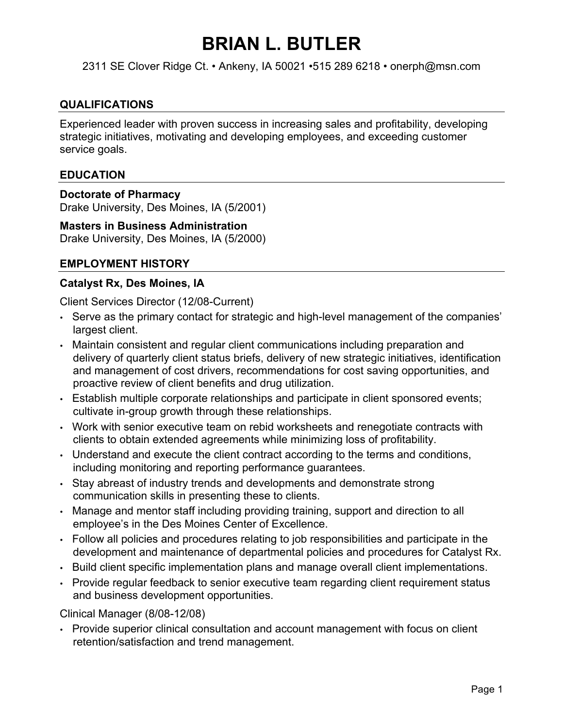# BRIAN L. BUTLER

2311 SE Clover Ridge Ct. • Ankeny, IA 50021 •515 289 6218 • onerph@msn.com

## QUALIFICATIONS

Experienced leader with proven success in increasing sales and profitability, developing strategic initiatives, motivating and developing employees, and exceeding customer service goals.

## EDUCATION

**Doctorate of Pharmacy**
Drake University, Des Moines, IA (5/2001)

**Masters in Business Administration**
Drake University, Des Moines, IA (5/2000)

## EMPLOYMENT HISTORY

**Catalyst Rx, Des Moines, IA**

Client Services Director (12/08-Current)

- Serve as the primary contact for strategic and high-level management of the companies' largest client.
- Maintain consistent and regular client communications including preparation and delivery of quarterly client status briefs, delivery of new strategic initiatives, identification and management of cost drivers, recommendations for cost saving opportunities, and proactive review of client benefits and drug utilization.
- Establish multiple corporate relationships and participate in client sponsored events; cultivate in-group growth through these relationships.
- Work with senior executive team on rebid worksheets and renegotiate contracts with clients to obtain extended agreements while minimizing loss of profitability.
- Understand and execute the client contract according to the terms and conditions, including monitoring and reporting performance guarantees.
- Stay abreast of industry trends and developments and demonstrate strong communication skills in presenting these to clients.
- Manage and mentor staff including providing training, support and direction to all employee's in the Des Moines Center of Excellence.
- Follow all policies and procedures relating to job responsibilities and participate in the development and maintenance of departmental policies and procedures for Catalyst Rx.
- Build client specific implementation plans and manage overall client implementations.
- Provide regular feedback to senior executive team regarding client requirement status and business development opportunities.

Clinical Manager (8/08-12/08)

- Provide superior clinical consultation and account management with focus on client retention/satisfaction and trend management.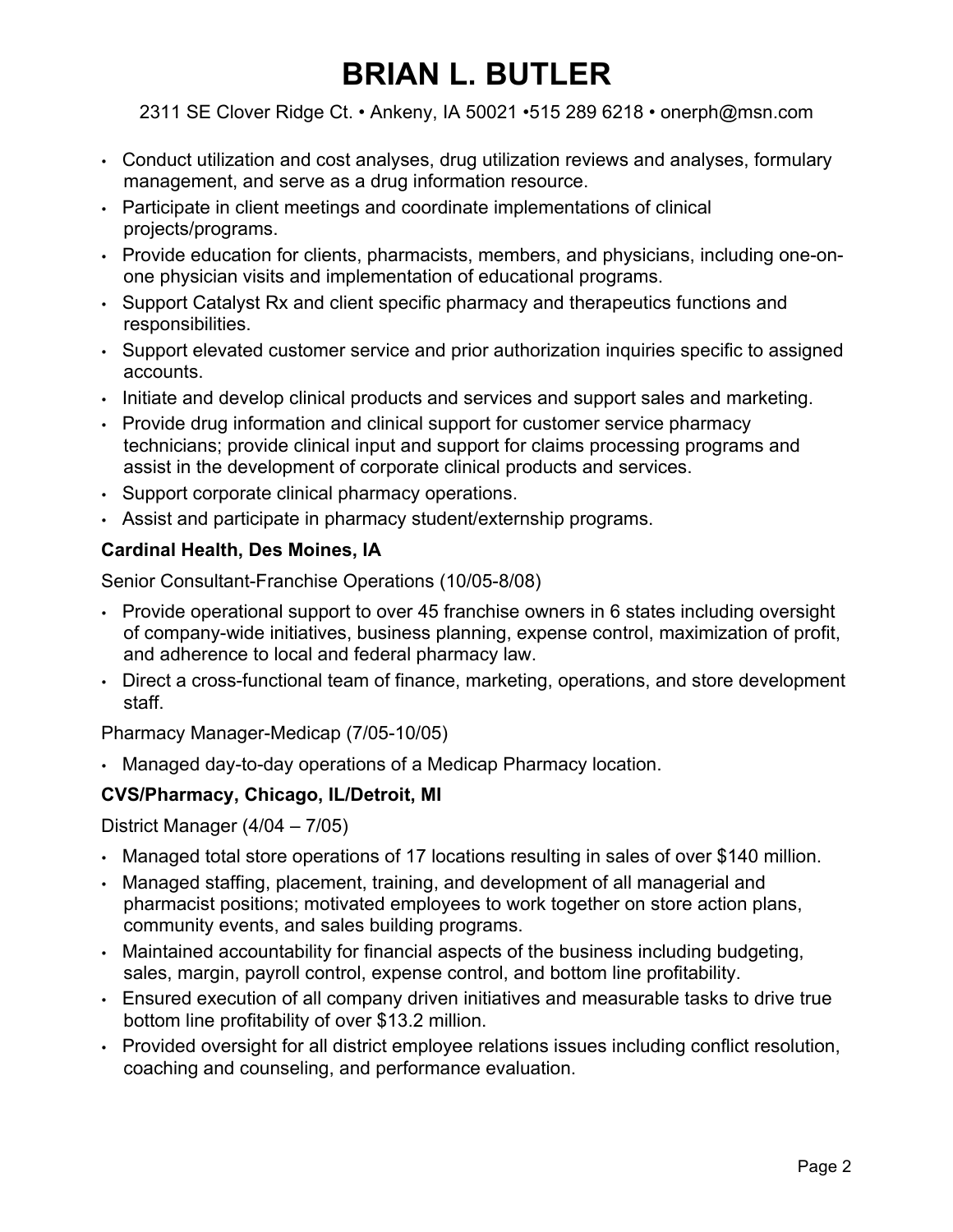# BRIAN L. BUTLER

2311 SE Clover Ridge Ct. • Ankeny, IA 50021 •515 289 6218 • onerph@msn.com

- Conduct utilization and cost analyses, drug utilization reviews and analyses, formulary management, and serve as a drug information resource.
- Participate in client meetings and coordinate implementations of clinical projects/programs.
- Provide education for clients, pharmacists, members, and physicians, including one-on-one physician visits and implementation of educational programs.
- Support Catalyst Rx and client specific pharmacy and therapeutics functions and responsibilities.
- Support elevated customer service and prior authorization inquiries specific to assigned accounts.
- Initiate and develop clinical products and services and support sales and marketing.
- Provide drug information and clinical support for customer service pharmacy technicians; provide clinical input and support for claims processing programs and assist in the development of corporate clinical products and services.
- Support corporate clinical pharmacy operations.
- Assist and participate in pharmacy student/externship programs.

**Cardinal Health, Des Moines, IA**

Senior Consultant-Franchise Operations (10/05-8/08)

- Provide operational support to over 45 franchise owners in 6 states including oversight of company-wide initiatives, business planning, expense control, maximization of profit, and adherence to local and federal pharmacy law.
- Direct a cross-functional team of finance, marketing, operations, and store development staff.

Pharmacy Manager-Medicap (7/05-10/05)

- Managed day-to-day operations of a Medicap Pharmacy location.

**CVS/Pharmacy, Chicago, IL/Detroit, MI**

District Manager (4/04 – 7/05)

- Managed total store operations of 17 locations resulting in sales of over $140 million.
- Managed staffing, placement, training, and development of all managerial and pharmacist positions; motivated employees to work together on store action plans, community events, and sales building programs.
- Maintained accountability for financial aspects of the business including budgeting, sales, margin, payroll control, expense control, and bottom line profitability.
- Ensured execution of all company driven initiatives and measurable tasks to drive true bottom line profitability of over $13.2 million.
- Provided oversight for all district employee relations issues including conflict resolution, coaching and counseling, and performance evaluation.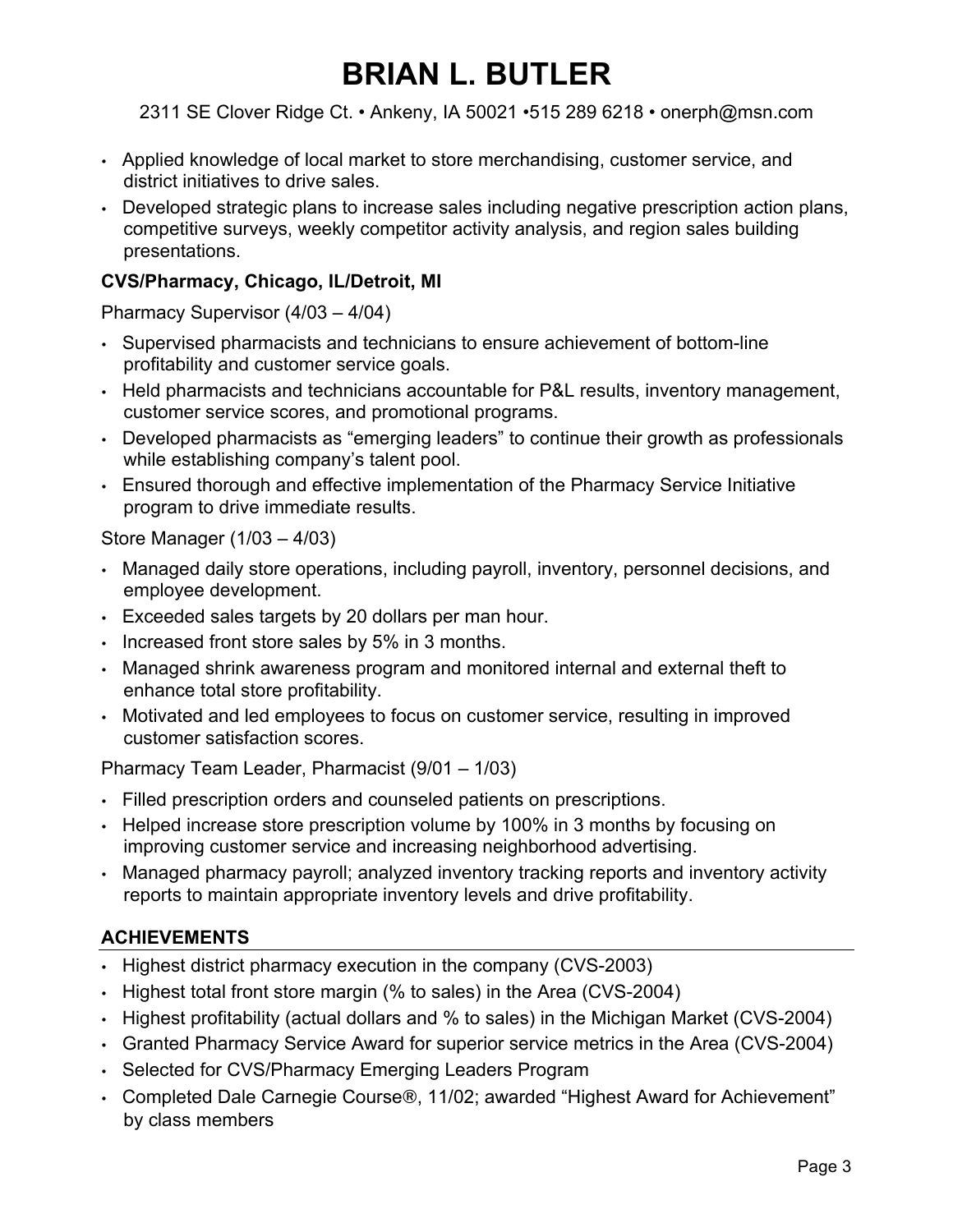# BRIAN L. BUTLER

2311 SE Clover Ridge Ct. • Ankeny, IA 50021 •515 289 6218 • onerph@msn.com

- Applied knowledge of local market to store merchandising, customer service, and district initiatives to drive sales.
- Developed strategic plans to increase sales including negative prescription action plans, competitive surveys, weekly competitor activity analysis, and region sales building presentations.

**CVS/Pharmacy, Chicago, IL/Detroit, MI**

Pharmacy Supervisor (4/03 – 4/04)

- Supervised pharmacists and technicians to ensure achievement of bottom-line profitability and customer service goals.
- Held pharmacists and technicians accountable for P&L results, inventory management, customer service scores, and promotional programs.
- Developed pharmacists as "emerging leaders" to continue their growth as professionals while establishing company's talent pool.
- Ensured thorough and effective implementation of the Pharmacy Service Initiative program to drive immediate results.

Store Manager (1/03 – 4/03)

- Managed daily store operations, including payroll, inventory, personnel decisions, and employee development.
- Exceeded sales targets by 20 dollars per man hour.
- Increased front store sales by 5% in 3 months.
- Managed shrink awareness program and monitored internal and external theft to enhance total store profitability.
- Motivated and led employees to focus on customer service, resulting in improved customer satisfaction scores.

Pharmacy Team Leader, Pharmacist (9/01 – 1/03)

- Filled prescription orders and counseled patients on prescriptions.
- Helped increase store prescription volume by 100% in 3 months by focusing on improving customer service and increasing neighborhood advertising.
- Managed pharmacy payroll; analyzed inventory tracking reports and inventory activity reports to maintain appropriate inventory levels and drive profitability.

## ACHIEVEMENTS

- Highest district pharmacy execution in the company (CVS-2003)
- Highest total front store margin (% to sales) in the Area (CVS-2004)
- Highest profitability (actual dollars and % to sales) in the Michigan Market (CVS-2004)
- Granted Pharmacy Service Award for superior service metrics in the Area (CVS-2004)
- Selected for CVS/Pharmacy Emerging Leaders Program
- Completed Dale Carnegie Course®, 11/02; awarded "Highest Award for Achievement" by class members